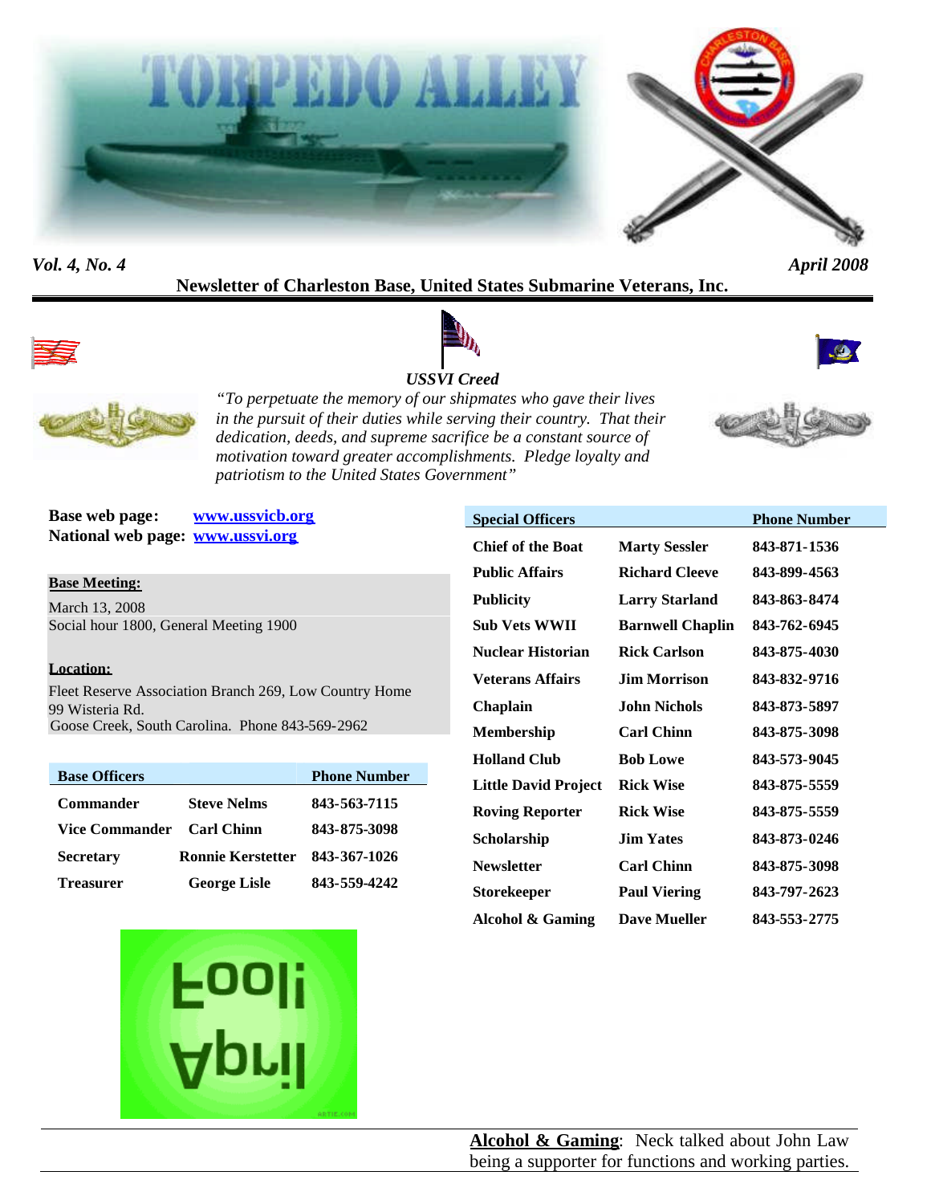# TORPEDO ALLEY

*Vol. 4, No. 4* *April 2008*

**Newsletter of Charleston Base, United States Submarine Veterans, Inc.**

***USSVI Creed***

*"To perpetuate the memory of our shipmates who gave their lives in the pursuit of their duties while serving their country. That their dedication, deeds, and supreme sacrifice be a constant source of motivation toward greater accomplishments. Pledge loyalty and patriotism to the United States Government"*

**Base web page:** **www.ussvicb.org**
**National web page:** **www.ussvi.org**

**Base Meeting:**

March 13, 2008
Social hour 1800, General Meeting 1900

**Location:**

Fleet Reserve Association Branch 269, Low Country Home
99 Wisteria Rd.
Goose Creek, South Carolina. Phone 843-569-2962

| Base Officers | | Phone Number |
|---|---|---|
| **Commander** | **Steve Nelms** | **843-563-7115** |
| **Vice Commander** | **Carl Chinn** | **843-875-3098** |
| **Secretary** | **Ronnie Kerstetter** | **843-367-1026** |
| **Treasurer** | **George Lisle** | **843-559-4242** |

| Special Officers | | Phone Number |
|---|---|---|
| **Chief of the Boat** | **Marty Sessler** | **843-871-1536** |
| **Public Affairs** | **Richard Cleeve** | **843-899-4563** |
| **Publicity** | **Larry Starland** | **843-863-8474** |
| **Sub Vets WWII** | **Barnwell Chaplin** | **843-762-6945** |
| **Nuclear Historian** | **Rick Carlson** | **843-875-4030** |
| **Veterans Affairs** | **Jim Morrison** | **843-832-9716** |
| **Chaplain** | **John Nichols** | **843-873-5897** |
| **Membership** | **Carl Chinn** | **843-875-3098** |
| **Holland Club** | **Bob Lowe** | **843-573-9045** |
| **Little David Project** | **Rick Wise** | **843-875-5559** |
| **Roving Reporter** | **Rick Wise** | **843-875-5559** |
| **Scholarship** | **Jim Yates** | **843-873-0246** |
| **Newsletter** | **Carl Chinn** | **843-875-3098** |
| **Storekeeper** | **Paul Viering** | **843-797-2623** |
| **Alcohol & Gaming** | **Dave Mueller** | **843-553-2775** |

April Fool!

**Alcohol & Gaming**: Neck talked about John Law being a supporter for functions and working parties.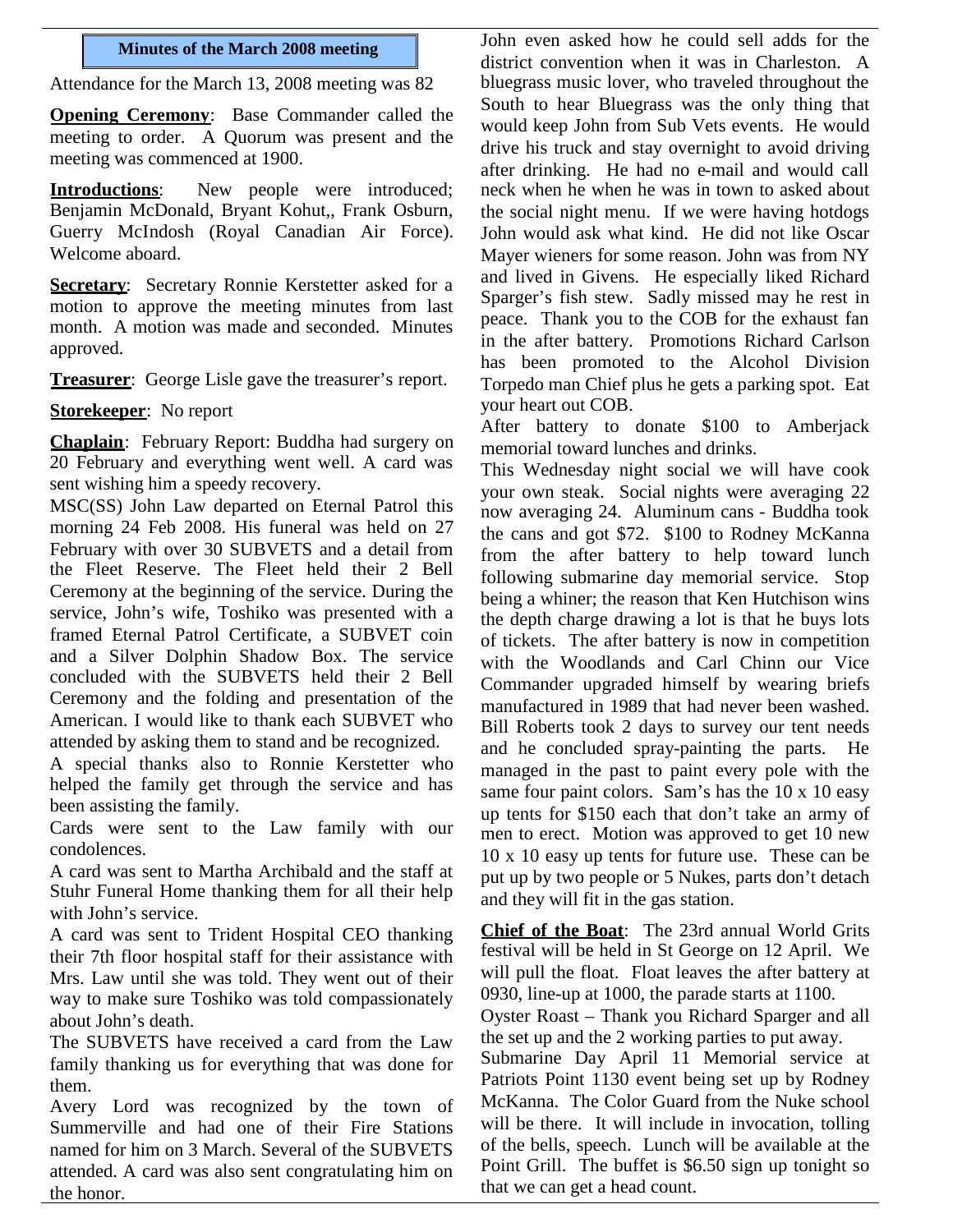## Minutes of the March 2008 meeting

Attendance for the March 13, 2008 meeting was 82

**Opening Ceremony**: Base Commander called the meeting to order. A Quorum was present and the meeting was commenced at 1900.

**Introductions**: New people were introduced; Benjamin McDonald, Bryant Kohut,, Frank Osburn, Guerry McIndosh (Royal Canadian Air Force). Welcome aboard.

**Secretary**: Secretary Ronnie Kerstetter asked for a motion to approve the meeting minutes from last month. A motion was made and seconded. Minutes approved.

**Treasurer**: George Lisle gave the treasurer's report.

**Storekeeper**: No report

**Chaplain**: February Report: Buddha had surgery on 20 February and everything went well. A card was sent wishing him a speedy recovery.

MSC(SS) John Law departed on Eternal Patrol this morning 24 Feb 2008. His funeral was held on 27 February with over 30 SUBVETS and a detail from the Fleet Reserve. The Fleet held their 2 Bell Ceremony at the beginning of the service. During the service, John's wife, Toshiko was presented with a framed Eternal Patrol Certificate, a SUBVET coin and a Silver Dolphin Shadow Box. The service concluded with the SUBVETS held their 2 Bell Ceremony and the folding and presentation of the American. I would like to thank each SUBVET who attended by asking them to stand and be recognized.

A special thanks also to Ronnie Kerstetter who helped the family get through the service and has been assisting the family.

Cards were sent to the Law family with our condolences.

A card was sent to Martha Archibald and the staff at Stuhr Funeral Home thanking them for all their help with John's service.

A card was sent to Trident Hospital CEO thanking their 7th floor hospital staff for their assistance with Mrs. Law until she was told. They went out of their way to make sure Toshiko was told compassionately about John's death.

The SUBVETS have received a card from the Law family thanking us for everything that was done for them.

Avery Lord was recognized by the town of Summerville and had one of their Fire Stations named for him on 3 March. Several of the SUBVETS attended. A card was also sent congratulating him on the honor.

John even asked how he could sell adds for the district convention when it was in Charleston. A bluegrass music lover, who traveled throughout the South to hear Bluegrass was the only thing that would keep John from Sub Vets events. He would drive his truck and stay overnight to avoid driving after drinking. He had no e-mail and would call neck when he when he was in town to asked about the social night menu. If we were having hotdogs John would ask what kind. He did not like Oscar Mayer wieners for some reason. John was from NY and lived in Givens. He especially liked Richard Sparger's fish stew. Sadly missed may he rest in peace. Thank you to the COB for the exhaust fan in the after battery. Promotions Richard Carlson has been promoted to the Alcohol Division Torpedo man Chief plus he gets a parking spot. Eat your heart out COB.

After battery to donate $100 to Amberjack memorial toward lunches and drinks.

This Wednesday night social we will have cook your own steak. Social nights were averaging 22 now averaging 24. Aluminum cans - Buddha took the cans and got $72. $100 to Rodney McKanna from the after battery to help toward lunch following submarine day memorial service. Stop being a whiner; the reason that Ken Hutchison wins the depth charge drawing a lot is that he buys lots of tickets. The after battery is now in competition with the Woodlands and Carl Chinn our Vice Commander upgraded himself by wearing briefs manufactured in 1989 that had never been washed. Bill Roberts took 2 days to survey our tent needs and he concluded spray-painting the parts. He managed in the past to paint every pole with the same four paint colors. Sam's has the 10 x 10 easy up tents for $150 each that don't take an army of men to erect. Motion was approved to get 10 new 10 x 10 easy up tents for future use. These can be put up by two people or 5 Nukes, parts don't detach and they will fit in the gas station.

**Chief of the Boat**: The 23rd annual World Grits festival will be held in St George on 12 April. We will pull the float. Float leaves the after battery at 0930, line-up at 1000, the parade starts at 1100.

Oyster Roast – Thank you Richard Sparger and all the set up and the 2 working parties to put away.

Submarine Day April 11 Memorial service at Patriots Point 1130 event being set up by Rodney McKanna. The Color Guard from the Nuke school will be there. It will include in invocation, tolling of the bells, speech. Lunch will be available at the Point Grill. The buffet is $6.50 sign up tonight so that we can get a head count.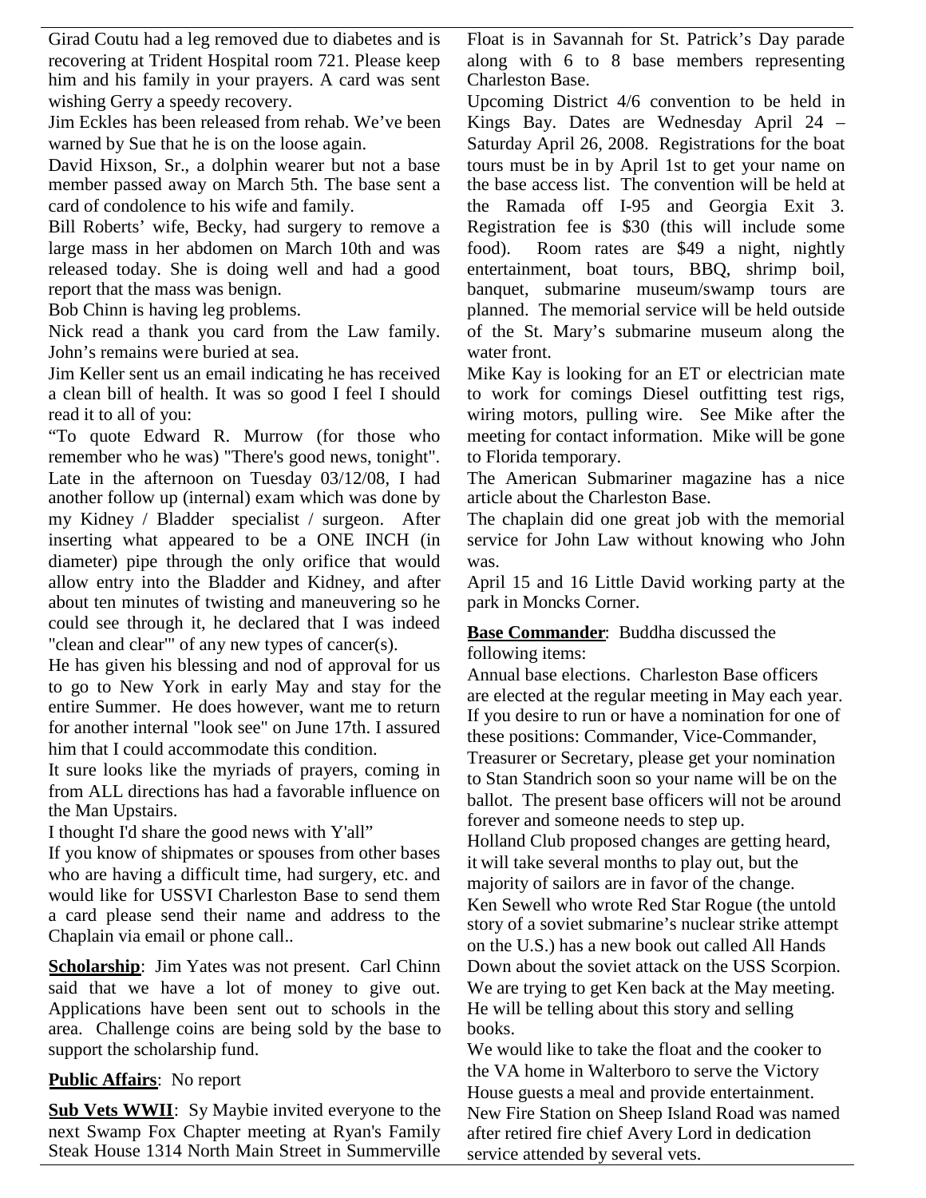Girad Coutu had a leg removed due to diabetes and is recovering at Trident Hospital room 721. Please keep him and his family in your prayers. A card was sent wishing Gerry a speedy recovery.

Jim Eckles has been released from rehab. We've been warned by Sue that he is on the loose again.

David Hixson, Sr., a dolphin wearer but not a base member passed away on March 5th. The base sent a card of condolence to his wife and family.

Bill Roberts' wife, Becky, had surgery to remove a large mass in her abdomen on March 10th and was released today. She is doing well and had a good report that the mass was benign.

Bob Chinn is having leg problems.

Nick read a thank you card from the Law family. John's remains were buried at sea.

Jim Keller sent us an email indicating he has received a clean bill of health. It was so good I feel I should read it to all of you:

"To quote Edward R. Murrow (for those who remember who he was) "There's good news, tonight". Late in the afternoon on Tuesday 03/12/08, I had another follow up (internal) exam which was done by my Kidney / Bladder specialist / surgeon. After inserting what appeared to be a ONE INCH (in diameter) pipe through the only orifice that would allow entry into the Bladder and Kidney, and after about ten minutes of twisting and maneuvering so he could see through it, he declared that I was indeed "clean and clear"' of any new types of cancer(s).

He has given his blessing and nod of approval for us to go to New York in early May and stay for the entire Summer. He does however, want me to return for another internal "look see" on June 17th. I assured him that I could accommodate this condition.

It sure looks like the myriads of prayers, coming in from ALL directions has had a favorable influence on the Man Upstairs.

I thought I'd share the good news with Y'all"

If you know of shipmates or spouses from other bases who are having a difficult time, had surgery, etc. and would like for USSVI Charleston Base to send them a card please send their name and address to the Chaplain via email or phone call..

**Scholarship**: Jim Yates was not present. Carl Chinn said that we have a lot of money to give out. Applications have been sent out to schools in the area. Challenge coins are being sold by the base to support the scholarship fund.

**Public Affairs**: No report

**Sub Vets WWII**: Sy Maybie invited everyone to the next Swamp Fox Chapter meeting at Ryan's Family Steak House 1314 North Main Street in Summerville

Float is in Savannah for St. Patrick's Day parade along with 6 to 8 base members representing Charleston Base.

Upcoming District 4/6 convention to be held in Kings Bay. Dates are Wednesday April 24 – Saturday April 26, 2008. Registrations for the boat tours must be in by April 1st to get your name on the base access list. The convention will be held at the Ramada off I-95 and Georgia Exit 3. Registration fee is $30 (this will include some food). Room rates are $49 a night, nightly entertainment, boat tours, BBQ, shrimp boil, banquet, submarine museum/swamp tours are planned. The memorial service will be held outside of the St. Mary's submarine museum along the water front.

Mike Kay is looking for an ET or electrician mate to work for comings Diesel outfitting test rigs, wiring motors, pulling wire. See Mike after the meeting for contact information. Mike will be gone to Florida temporary.

The American Submariner magazine has a nice article about the Charleston Base.

The chaplain did one great job with the memorial service for John Law without knowing who John was.

April 15 and 16 Little David working party at the park in Moncks Corner.

**Base Commander**: Buddha discussed the following items:

Annual base elections. Charleston Base officers are elected at the regular meeting in May each year. If you desire to run or have a nomination for one of these positions: Commander, Vice-Commander, Treasurer or Secretary, please get your nomination to Stan Standrich soon so your name will be on the ballot. The present base officers will not be around forever and someone needs to step up.

Holland Club proposed changes are getting heard, it will take several months to play out, but the majority of sailors are in favor of the change.

Ken Sewell who wrote Red Star Rogue (the untold story of a soviet submarine's nuclear strike attempt on the U.S.) has a new book out called All Hands Down about the soviet attack on the USS Scorpion. We are trying to get Ken back at the May meeting. He will be telling about this story and selling books.

We would like to take the float and the cooker to the VA home in Walterboro to serve the Victory House guests a meal and provide entertainment.

New Fire Station on Sheep Island Road was named after retired fire chief Avery Lord in dedication service attended by several vets.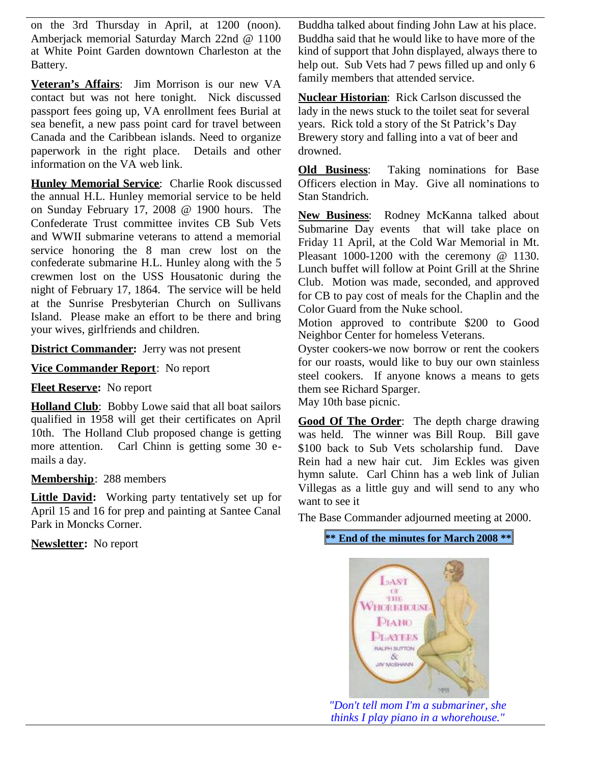on the 3rd Thursday in April, at 1200 (noon). Amberjack memorial Saturday March 22nd @ 1100 at White Point Garden downtown Charleston at the Battery.

**Veteran's Affairs**: Jim Morrison is our new VA contact but was not here tonight. Nick discussed passport fees going up, VA enrollment fees Burial at sea benefit, a new pass point card for travel between Canada and the Caribbean islands. Need to organize paperwork in the right place. Details and other information on the VA web link.

**Hunley Memorial Service**: Charlie Rook discussed the annual H.L. Hunley memorial service to be held on Sunday February 17, 2008 @ 1900 hours. The Confederate Trust committee invites CB Sub Vets and WWII submarine veterans to attend a memorial service honoring the 8 man crew lost on the confederate submarine H.L. Hunley along with the 5 crewmen lost on the USS Housatonic during the night of February 17, 1864. The service will be held at the Sunrise Presbyterian Church on Sullivans Island. Please make an effort to be there and bring your wives, girlfriends and children.

**District Commander:** Jerry was not present

**Vice Commander Report**: No report

**Fleet Reserve:** No report

**Holland Club**: Bobby Lowe said that all boat sailors qualified in 1958 will get their certificates on April 10th. The Holland Club proposed change is getting more attention. Carl Chinn is getting some 30 e-mails a day.

**Membership**: 288 members

**Little David:** Working party tentatively set up for April 15 and 16 for prep and painting at Santee Canal Park in Moncks Corner.

**Newsletter:** No report

Buddha talked about finding John Law at his place. Buddha said that he would like to have more of the kind of support that John displayed, always there to help out. Sub Vets had 7 pews filled up and only 6 family members that attended service.

**Nuclear Historian**: Rick Carlson discussed the lady in the news stuck to the toilet seat for several years. Rick told a story of the St Patrick's Day Brewery story and falling into a vat of beer and drowned.

**Old Business**: Taking nominations for Base Officers election in May. Give all nominations to Stan Standrich.

**New Business**: Rodney McKanna talked about Submarine Day events that will take place on Friday 11 April, at the Cold War Memorial in Mt. Pleasant 1000-1200 with the ceremony @ 1130. Lunch buffet will follow at Point Grill at the Shrine Club. Motion was made, seconded, and approved for CB to pay cost of meals for the Chaplin and the Color Guard from the Nuke school.

Motion approved to contribute $200 to Good Neighbor Center for homeless Veterans.

Oyster cookers-we now borrow or rent the cookers for our roasts, would like to buy our own stainless steel cookers. If anyone knows a means to gets them see Richard Sparger.

May 10th base picnic.

**Good Of The Order**: The depth charge drawing was held. The winner was Bill Roup. Bill gave $100 back to Sub Vets scholarship fund. Dave Rein had a new hair cut. Jim Eckles was given hymn salute. Carl Chinn has a web link of Julian Villegas as a little guy and will send to any who want to see it

The Base Commander adjourned meeting at 2000.

**\*\* End of the minutes for March 2008 \*\***

*"Don't tell mom I'm a submariner, she thinks I play piano in a whorehouse."*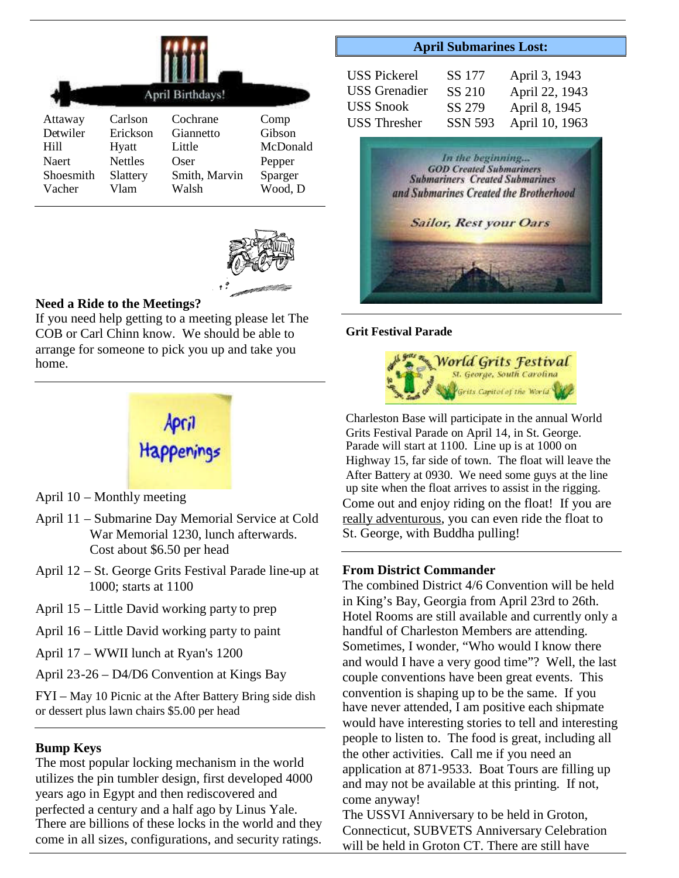## April Birthdays!

| | | | |
|---|---|---|---|
| Attaway | Carlson | Cochrane | Comp |
| Detwiler | Erickson | Giannetto | Gibson |
| Hill | Hyatt | Little | McDonald |
| Naert | Nettles | Oser | Pepper |
| Shoesmith | Slattery | Smith, Marvin | Sparger |
| Vacher | Vlam | Walsh | Wood, D |

**Need a Ride to the Meetings?**

If you need help getting to a meeting please let The COB or Carl Chinn know. We should be able to arrange for someone to pick you up and take you home.

## April Happenings

- April 10 – Monthly meeting
- April 11 – Submarine Day Memorial Service at Cold War Memorial 1230, lunch afterwards. Cost about $6.50 per head
- April 12 – St. George Grits Festival Parade line-up at 1000; starts at 1100
- April 15 – Little David working party to prep
- April 16 – Little David working party to paint
- April 17 – WWII lunch at Ryan's 1200
- April 23-26 – D4/D6 Convention at Kings Bay

FYI – May 10 Picnic at the After Battery Bring side dish or dessert plus lawn chairs $5.00 per head

**Bump Keys**

The most popular locking mechanism in the world utilizes the pin tumbler design, first developed 4000 years ago in Egypt and then rediscovered and perfected a century and a half ago by Linus Yale. There are billions of these locks in the world and they come in all sizes, configurations, and security ratings.

## April Submarines Lost:

| | | |
|---|---|---|
| USS Pickerel | SS 177 | April 3, 1943 |
| USS Grenadier | SS 210 | April 22, 1943 |
| USS Snook | SS 279 | April 8, 1945 |
| USS Thresher | SSN 593 | April 10, 1963 |

*In the beginning... GOD Created Submariners Submariners Created Submarines and Submarines Created the Brotherhood*

*Sailor, Rest your Oars*

**Grit Festival Parade**

World Grits Festival — St. George, South Carolina — Grits Capitol of the World

Charleston Base will participate in the annual World Grits Festival Parade on April 14, in St. George. Parade will start at 1100. Line up is at 1000 on Highway 15, far side of town. The float will leave the After Battery at 0930. We need some guys at the line up site when the float arrives to assist in the rigging. Come out and enjoy riding on the float! If you are really adventurous, you can even ride the float to St. George, with Buddha pulling!

**From District Commander**

The combined District 4/6 Convention will be held in King's Bay, Georgia from April 23rd to 26th. Hotel Rooms are still available and currently only a handful of Charleston Members are attending. Sometimes, I wonder, "Who would I know there and would I have a very good time"? Well, the last couple conventions have been great events. This convention is shaping up to be the same. If you have never attended, I am positive each shipmate would have interesting stories to tell and interesting people to listen to. The food is great, including all the other activities. Call me if you need an application at 871-9533. Boat Tours are filling up and may not be available at this printing. If not, come anyway!

The USSVI Anniversary to be held in Groton, Connecticut, SUBVETS Anniversary Celebration will be held in Groton CT. There are still have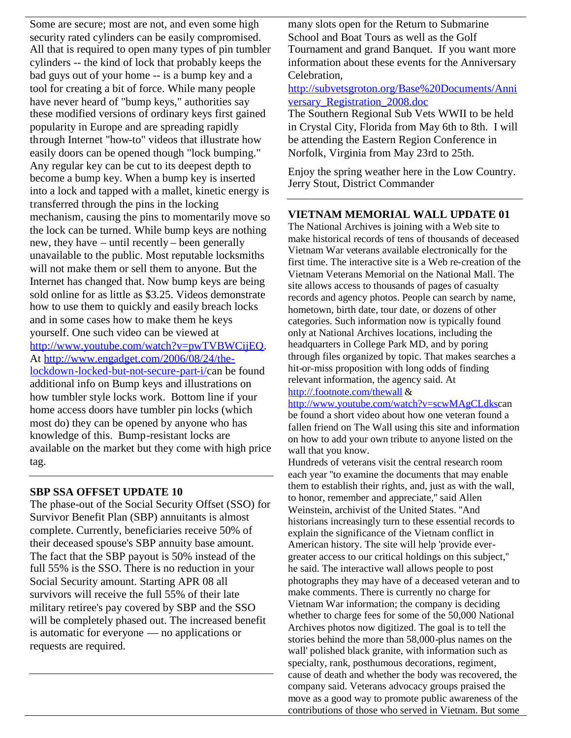Some are secure; most are not, and even some high security rated cylinders can be easily compromised. All that is required to open many types of pin tumbler cylinders -- the kind of lock that probably keeps the bad guys out of your home -- is a bump key and a tool for creating a bit of force. While many people have never heard of "bump keys," authorities say these modified versions of ordinary keys first gained popularity in Europe and are spreading rapidly through Internet "how-to" videos that illustrate how easily doors can be opened though "lock bumping." Any regular key can be cut to its deepest depth to become a bump key. When a bump key is inserted into a lock and tapped with a mallet, kinetic energy is transferred through the pins in the locking mechanism, causing the pins to momentarily move so the lock can be turned. While bump keys are nothing new, they have – until recently – been generally unavailable to the public. Most reputable locksmiths will not make them or sell them to anyone. But the Internet has changed that. Now bump keys are being sold online for as little as $3.25. Videos demonstrate how to use them to quickly and easily breach locks and in some cases how to make them he keys yourself. One such video can be viewed at http://www.youtube.com/watch?v=pwTVBWCijEQ. At http://www.engadget.com/2006/08/24/the-lockdown-locked-but-not-secure-part-i/can be found additional info on Bump keys and illustrations on how tumbler style locks work. Bottom line if your home access doors have tumbler pin locks (which most do) they can be opened by anyone who has knowledge of this. Bump-resistant locks are available on the market but they come with high price tag.

---

**SBP SSA OFFSET UPDATE 10**

The phase-out of the Social Security Offset (SSO) for Survivor Benefit Plan (SBP) annuitants is almost complete. Currently, beneficiaries receive 50% of their deceased spouse's SBP annuity base amount. The fact that the SBP payout is 50% instead of the full 55% is the SSO. There is no reduction in your Social Security amount. Starting APR 08 all survivors will receive the full 55% of their late military retiree's pay covered by SBP and the SSO will be completely phased out. The increased benefit is automatic for everyone — no applications or requests are required.

---

many slots open for the Return to Submarine School and Boat Tours as well as the Golf Tournament and grand Banquet. If you want more information about these events for the Anniversary Celebration, http://subvetsgroton.org/Base%20Documents/Anniversary_Registration_2008.doc

The Southern Regional Sub Vets WWII to be held in Crystal City, Florida from May 6th to 8th. I will be attending the Eastern Region Conference in Norfolk, Virginia from May 23rd to 25th.

Enjoy the spring weather here in the Low Country.
Jerry Stout, District Commander

---

**VIETNAM MEMORIAL WALL UPDATE 01**

The National Archives is joining with a Web site to make historical records of tens of thousands of deceased Vietnam War veterans available electronically for the first time. The interactive site is a Web re-creation of the Vietnam Veterans Memorial on the National Mall. The site allows access to thousands of pages of casualty records and agency photos. People can search by name, hometown, birth date, tour date, or dozens of other categories. Such information now is typically found only at National Archives locations, including the headquarters in College Park MD, and by poring through files organized by topic. That makes searches a hit-or-miss proposition with long odds of finding relevant information, the agency said. At http://.footnote.com/thewall & http://www.youtube.com/watch?v=scwMAgCLdkscan be found a short video about how one veteran found a fallen friend on The Wall using this site and information on how to add your own tribute to anyone listed on the wall that you know.

Hundreds of veterans visit the central research room each year "to examine the documents that may enable them to establish their rights, and, just as with the wall, to honor, remember and appreciate," said Allen Weinstein, archivist of the United States. "And historians increasingly turn to these essential records to explain the significance of the Vietnam conflict in American history. The site will help 'provide ever-greater access to our critical holdings on this subject," he said. The interactive wall allows people to post photographs they may have of a deceased veteran and to make comments. There is currently no charge for Vietnam War information; the company is deciding whether to charge fees for some of the 50,000 National Archives photos now digitized. The goal is to tell the stories behind the more than 58,000-plus names on the wall' polished black granite, with information such as specialty, rank, posthumous decorations, regiment, cause of death and whether the body was recovered, the company said. Veterans advocacy groups praised the move as a good way to promote public awareness of the contributions of those who served in Vietnam. But some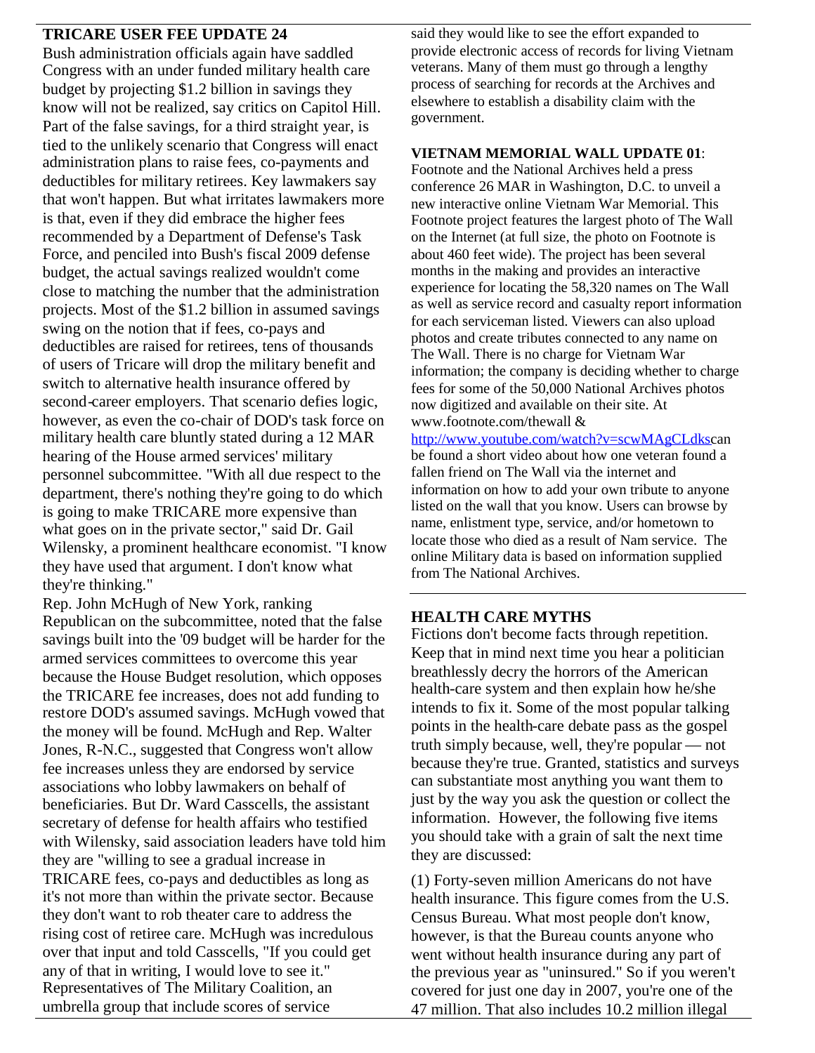## TRICARE USER FEE UPDATE 24

Bush administration officials again have saddled Congress with an under funded military health care budget by projecting $1.2 billion in savings they know will not be realized, say critics on Capitol Hill. Part of the false savings, for a third straight year, is tied to the unlikely scenario that Congress will enact administration plans to raise fees, co-payments and deductibles for military retirees. Key lawmakers say that won't happen. But what irritates lawmakers more is that, even if they did embrace the higher fees recommended by a Department of Defense's Task Force, and penciled into Bush's fiscal 2009 defense budget, the actual savings realized wouldn't come close to matching the number that the administration projects. Most of the $1.2 billion in assumed savings swing on the notion that if fees, co-pays and deductibles are raised for retirees, tens of thousands of users of Tricare will drop the military benefit and switch to alternative health insurance offered by second-career employers. That scenario defies logic, however, as even the co-chair of DOD's task force on military health care bluntly stated during a 12 MAR hearing of the House armed services' military personnel subcommittee. "With all due respect to the department, there's nothing they're going to do which is going to make TRICARE more expensive than what goes on in the private sector," said Dr. Gail Wilensky, a prominent healthcare economist. "I know they have used that argument. I don't know what they're thinking."

Rep. John McHugh of New York, ranking Republican on the subcommittee, noted that the false savings built into the '09 budget will be harder for the armed services committees to overcome this year because the House Budget resolution, which opposes the TRICARE fee increases, does not add funding to restore DOD's assumed savings. McHugh vowed that the money will be found. McHugh and Rep. Walter Jones, R-N.C., suggested that Congress won't allow fee increases unless they are endorsed by service associations who lobby lawmakers on behalf of beneficiaries. But Dr. Ward Casscells, the assistant secretary of defense for health affairs who testified with Wilensky, said association leaders have told him they are "willing to see a gradual increase in TRICARE fees, co-pays and deductibles as long as it's not more than within the private sector. Because they don't want to rob theater care to address the rising cost of retiree care. McHugh was incredulous over that input and told Casscells, "If you could get any of that in writing, I would love to see it." Representatives of The Military Coalition, an umbrella group that include scores of service said they would like to see the effort expanded to provide electronic access of records for living Vietnam veterans. Many of them must go through a lengthy process of searching for records at the Archives and elsewhere to establish a disability claim with the government.

## VIETNAM MEMORIAL WALL UPDATE 01:

Footnote and the National Archives held a press conference 26 MAR in Washington, D.C. to unveil a new interactive online Vietnam War Memorial. This Footnote project features the largest photo of The Wall on the Internet (at full size, the photo on Footnote is about 460 feet wide). The project has been several months in the making and provides an interactive experience for locating the 58,320 names on The Wall as well as service record and casualty report information for each serviceman listed. Viewers can also upload photos and create tributes connected to any name on The Wall. There is no charge for Vietnam War information; the company is deciding whether to charge fees for some of the 50,000 National Archives photos now digitized and available on their site. At www.footnote.com/thewall & http://www.youtube.com/watch?v=scwMAgCLdkscan be found a short video about how one veteran found a fallen friend on The Wall via the internet and information on how to add your own tribute to anyone listed on the wall that you know. Users can browse by name, enlistment type, service, and/or hometown to locate those who died as a result of Nam service. The online Military data is based on information supplied from The National Archives.

## HEALTH CARE MYTHS

Fictions don't become facts through repetition. Keep that in mind next time you hear a politician breathlessly decry the horrors of the American health-care system and then explain how he/she intends to fix it. Some of the most popular talking points in the health-care debate pass as the gospel truth simply because, well, they're popular — not because they're true. Granted, statistics and surveys can substantiate most anything you want them to just by the way you ask the question or collect the information. However, the following five items you should take with a grain of salt the next time they are discussed:

(1) Forty-seven million Americans do not have health insurance. This figure comes from the U.S. Census Bureau. What most people don't know, however, is that the Bureau counts anyone who went without health insurance during any part of the previous year as "uninsured." So if you weren't covered for just one day in 2007, you're one of the 47 million. That also includes 10.2 million illegal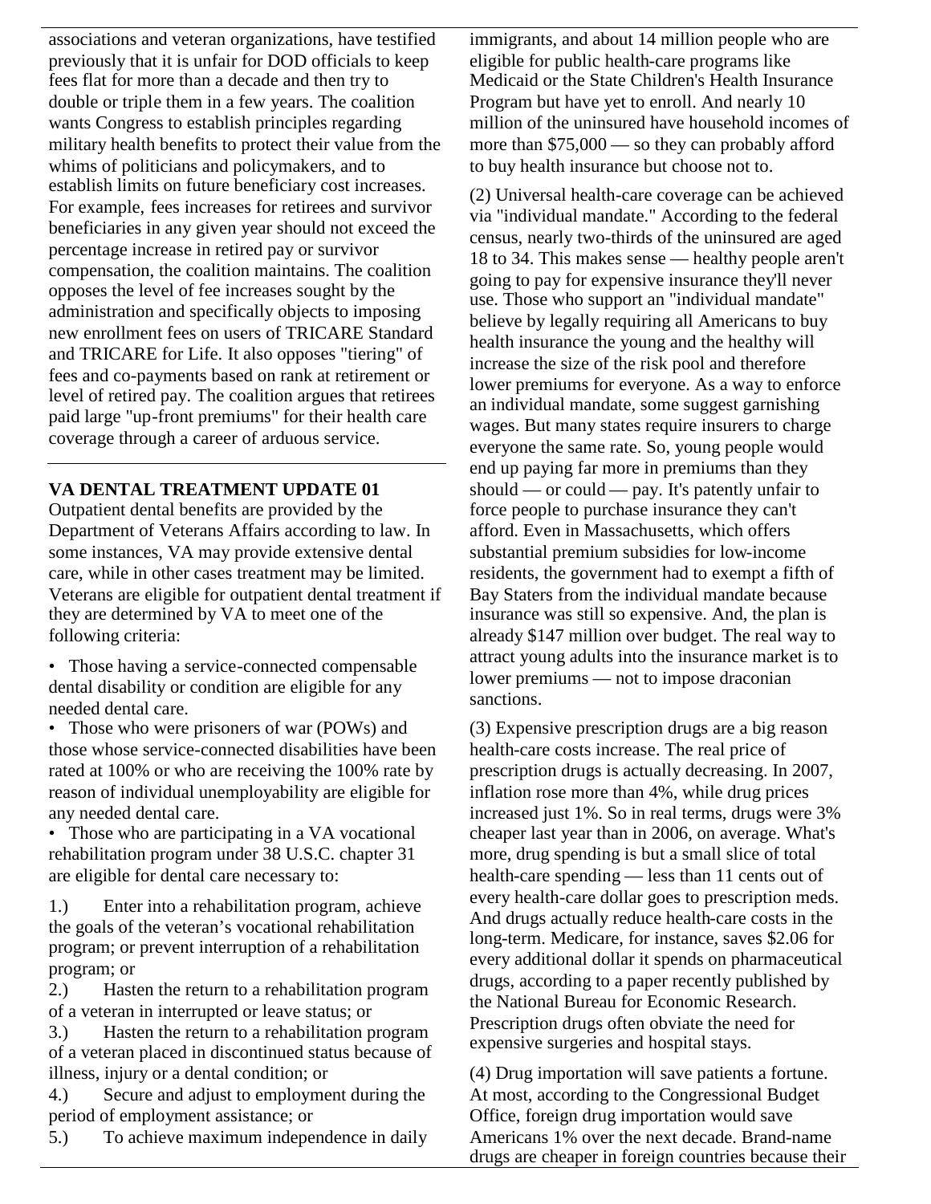associations and veteran organizations, have testified previously that it is unfair for DOD officials to keep fees flat for more than a decade and then try to double or triple them in a few years. The coalition wants Congress to establish principles regarding military health benefits to protect their value from the whims of politicians and policymakers, and to establish limits on future beneficiary cost increases. For example, fees increases for retirees and survivor beneficiaries in any given year should not exceed the percentage increase in retired pay or survivor compensation, the coalition maintains. The coalition opposes the level of fee increases sought by the administration and specifically objects to imposing new enrollment fees on users of TRICARE Standard and TRICARE for Life. It also opposes "tiering" of fees and co-payments based on rank at retirement or level of retired pay. The coalition argues that retirees paid large "up-front premiums" for their health care coverage through a career of arduous service.

**VA DENTAL TREATMENT UPDATE 01**

Outpatient dental benefits are provided by the Department of Veterans Affairs according to law. In some instances, VA may provide extensive dental care, while in other cases treatment may be limited. Veterans are eligible for outpatient dental treatment if they are determined by VA to meet one of the following criteria:

- Those having a service-connected compensable dental disability or condition are eligible for any needed dental care.
- Those who were prisoners of war (POWs) and those whose service-connected disabilities have been rated at 100% or who are receiving the 100% rate by reason of individual unemployability are eligible for any needed dental care.
- Those who are participating in a VA vocational rehabilitation program under 38 U.S.C. chapter 31 are eligible for dental care necessary to:

1.) Enter into a rehabilitation program, achieve the goals of the veteran's vocational rehabilitation program; or prevent interruption of a rehabilitation program; or
2.) Hasten the return to a rehabilitation program of a veteran in interrupted or leave status; or
3.) Hasten the return to a rehabilitation program of a veteran placed in discontinued status because of illness, injury or a dental condition; or
4.) Secure and adjust to employment during the period of employment assistance; or
5.) To achieve maximum independence in daily

immigrants, and about 14 million people who are eligible for public health-care programs like Medicaid or the State Children's Health Insurance Program but have yet to enroll. And nearly 10 million of the uninsured have household incomes of more than $75,000 — so they can probably afford to buy health insurance but choose not to.

(2) Universal health-care coverage can be achieved via "individual mandate." According to the federal census, nearly two-thirds of the uninsured are aged 18 to 34. This makes sense — healthy people aren't going to pay for expensive insurance they'll never use. Those who support an "individual mandate" believe by legally requiring all Americans to buy health insurance the young and the healthy will increase the size of the risk pool and therefore lower premiums for everyone. As a way to enforce an individual mandate, some suggest garnishing wages. But many states require insurers to charge everyone the same rate. So, young people would end up paying far more in premiums than they should — or could — pay. It's patently unfair to force people to purchase insurance they can't afford. Even in Massachusetts, which offers substantial premium subsidies for low-income residents, the government had to exempt a fifth of Bay Staters from the individual mandate because insurance was still so expensive. And, the plan is already $147 million over budget. The real way to attract young adults into the insurance market is to lower premiums — not to impose draconian sanctions.

(3) Expensive prescription drugs are a big reason health-care costs increase. The real price of prescription drugs is actually decreasing. In 2007, inflation rose more than 4%, while drug prices increased just 1%. So in real terms, drugs were 3% cheaper last year than in 2006, on average. What's more, drug spending is but a small slice of total health-care spending — less than 11 cents out of every health-care dollar goes to prescription meds. And drugs actually reduce health-care costs in the long-term. Medicare, for instance, saves $2.06 for every additional dollar it spends on pharmaceutical drugs, according to a paper recently published by the National Bureau for Economic Research. Prescription drugs often obviate the need for expensive surgeries and hospital stays.

(4) Drug importation will save patients a fortune. At most, according to the Congressional Budget Office, foreign drug importation would save Americans 1% over the next decade. Brand-name drugs are cheaper in foreign countries because their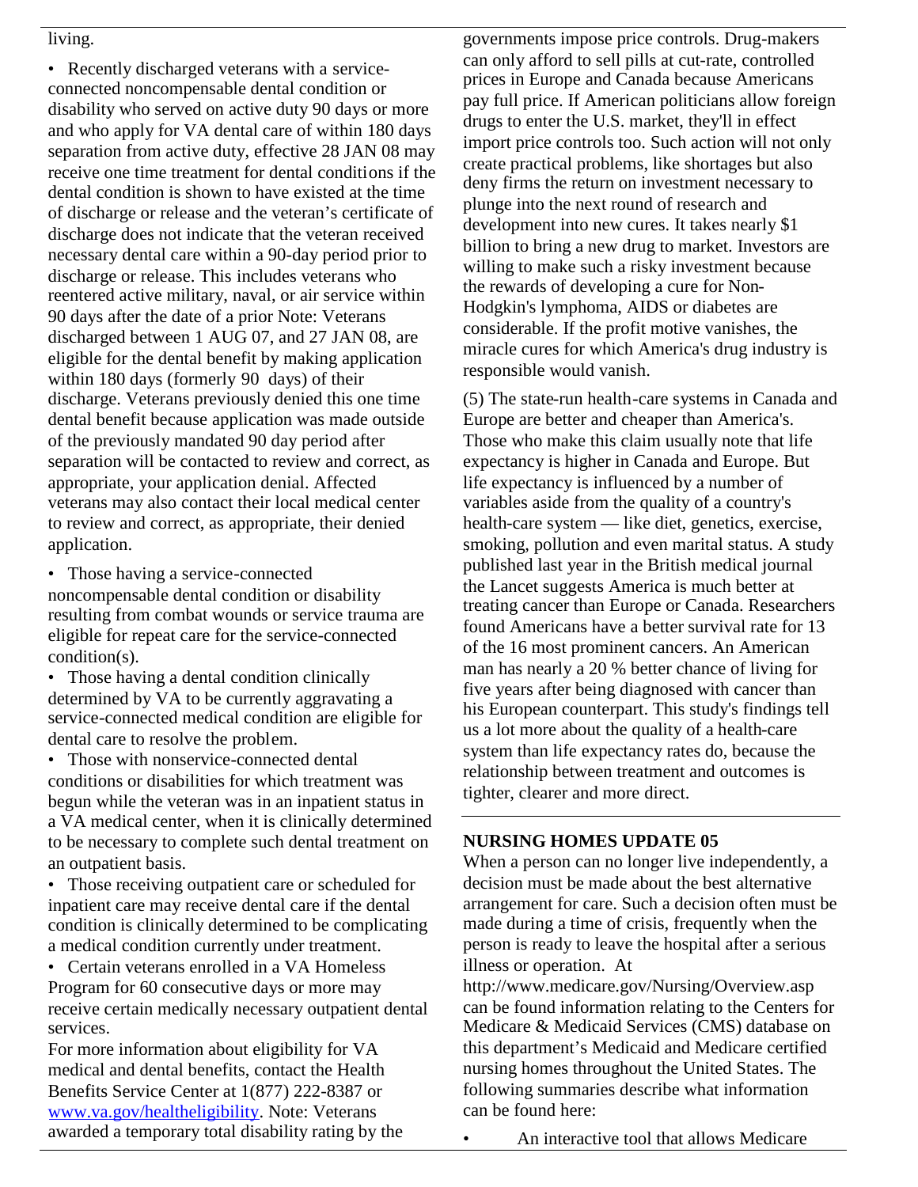living.

- Recently discharged veterans with a service-connected noncompensable dental condition or disability who served on active duty 90 days or more and who apply for VA dental care of within 180 days separation from active duty, effective 28 JAN 08 may receive one time treatment for dental conditions if the dental condition is shown to have existed at the time of discharge or release and the veteran's certificate of discharge does not indicate that the veteran received necessary dental care within a 90-day period prior to discharge or release. This includes veterans who reentered active military, naval, or air service within 90 days after the date of a prior Note: Veterans discharged between 1 AUG 07, and 27 JAN 08, are eligible for the dental benefit by making application within 180 days (formerly 90 days) of their discharge. Veterans previously denied this one time dental benefit because application was made outside of the previously mandated 90 day period after separation will be contacted to review and correct, as appropriate, your application denial. Affected veterans may also contact their local medical center to review and correct, as appropriate, their denied application.
- Those having a service-connected noncompensable dental condition or disability resulting from combat wounds or service trauma are eligible for repeat care for the service-connected condition(s).
- Those having a dental condition clinically determined by VA to be currently aggravating a service-connected medical condition are eligible for dental care to resolve the problem.
- Those with nonservice-connected dental conditions or disabilities for which treatment was begun while the veteran was in an inpatient status in a VA medical center, when it is clinically determined to be necessary to complete such dental treatment on an outpatient basis.
- Those receiving outpatient care or scheduled for inpatient care may receive dental care if the dental condition is clinically determined to be complicating a medical condition currently under treatment.
- Certain veterans enrolled in a VA Homeless Program for 60 consecutive days or more may receive certain medically necessary outpatient dental services.

For more information about eligibility for VA medical and dental benefits, contact the Health Benefits Service Center at 1(877) 222-8387 or [www.va.gov/healtheligibility](www.va.gov/healtheligibility). Note: Veterans awarded a temporary total disability rating by the

governments impose price controls. Drug-makers can only afford to sell pills at cut-rate, controlled prices in Europe and Canada because Americans pay full price. If American politicians allow foreign drugs to enter the U.S. market, they'll in effect import price controls too. Such action will not only create practical problems, like shortages but also deny firms the return on investment necessary to plunge into the next round of research and development into new cures. It takes nearly $1 billion to bring a new drug to market. Investors are willing to make such a risky investment because the rewards of developing a cure for Non-Hodgkin's lymphoma, AIDS or diabetes are considerable. If the profit motive vanishes, the miracle cures for which America's drug industry is responsible would vanish.

(5) The state-run health-care systems in Canada and Europe are better and cheaper than America's. Those who make this claim usually note that life expectancy is higher in Canada and Europe. But life expectancy is influenced by a number of variables aside from the quality of a country's health-care system — like diet, genetics, exercise, smoking, pollution and even marital status. A study published last year in the British medical journal the Lancet suggests America is much better at treating cancer than Europe or Canada. Researchers found Americans have a better survival rate for 13 of the 16 most prominent cancers. An American man has nearly a 20 % better chance of living for five years after being diagnosed with cancer than his European counterpart. This study's findings tell us a lot more about the quality of a health-care system than life expectancy rates do, because the relationship between treatment and outcomes is tighter, clearer and more direct.

**NURSING HOMES UPDATE 05**

When a person can no longer live independently, a decision must be made about the best alternative arrangement for care. Such a decision often must be made during a time of crisis, frequently when the person is ready to leave the hospital after a serious illness or operation. At http://www.medicare.gov/Nursing/Overview.asp can be found information relating to the Centers for Medicare & Medicaid Services (CMS) database on this department's Medicaid and Medicare certified nursing homes throughout the United States. The following summaries describe what information can be found here:

- An interactive tool that allows Medicare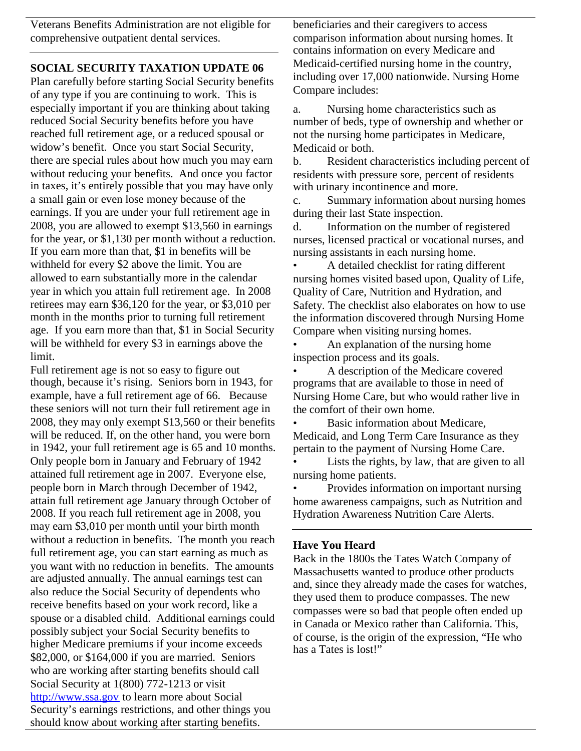Veterans Benefits Administration are not eligible for comprehensive outpatient dental services.

---

**SOCIAL SECURITY TAXATION UPDATE 06**

Plan carefully before starting Social Security benefits of any type if you are continuing to work. This is especially important if you are thinking about taking reduced Social Security benefits before you have reached full retirement age, or a reduced spousal or widow's benefit. Once you start Social Security, there are special rules about how much you may earn without reducing your benefits. And once you factor in taxes, it's entirely possible that you may have only a small gain or even lose money because of the earnings. If you are under your full retirement age in 2008, you are allowed to exempt $13,560 in earnings for the year, or $1,130 per month without a reduction. If you earn more than that, $1 in benefits will be withheld for every $2 above the limit. You are allowed to earn substantially more in the calendar year in which you attain full retirement age. In 2008 retirees may earn $36,120 for the year, or $3,010 per month in the months prior to turning full retirement age. If you earn more than that, $1 in Social Security will be withheld for every $3 in earnings above the limit.

Full retirement age is not so easy to figure out though, because it's rising. Seniors born in 1943, for example, have a full retirement age of 66. Because these seniors will not turn their full retirement age in 2008, they may only exempt $13,560 or their benefits will be reduced. If, on the other hand, you were born in 1942, your full retirement age is 65 and 10 months. Only people born in January and February of 1942 attained full retirement age in 2007. Everyone else, people born in March through December of 1942, attain full retirement age January through October of 2008. If you reach full retirement age in 2008, you may earn $3,010 per month until your birth month without a reduction in benefits. The month you reach full retirement age, you can start earning as much as you want with no reduction in benefits. The amounts are adjusted annually. The annual earnings test can also reduce the Social Security of dependents who receive benefits based on your work record, like a spouse or a disabled child. Additional earnings could possibly subject your Social Security benefits to higher Medicare premiums if your income exceeds $82,000, or $164,000 if you are married. Seniors who are working after starting benefits should call Social Security at 1(800) 772-1213 or visit http://www.ssa.gov to learn more about Social Security's earnings restrictions, and other things you should know about working after starting benefits.

beneficiaries and their caregivers to access comparison information about nursing homes. It contains information on every Medicare and Medicaid-certified nursing home in the country, including over 17,000 nationwide. Nursing Home Compare includes:

a. Nursing home characteristics such as number of beds, type of ownership and whether or not the nursing home participates in Medicare, Medicaid or both.

b. Resident characteristics including percent of residents with pressure sore, percent of residents with urinary incontinence and more.

c. Summary information about nursing homes during their last State inspection.

d. Information on the number of registered nurses, licensed practical or vocational nurses, and nursing assistants in each nursing home.

- A detailed checklist for rating different nursing homes visited based upon, Quality of Life, Quality of Care, Nutrition and Hydration, and Safety. The checklist also elaborates on how to use the information discovered through Nursing Home Compare when visiting nursing homes.
- An explanation of the nursing home inspection process and its goals.
- A description of the Medicare covered programs that are available to those in need of Nursing Home Care, but who would rather live in the comfort of their own home.
- Basic information about Medicare, Medicaid, and Long Term Care Insurance as they pertain to the payment of Nursing Home Care.
- Lists the rights, by law, that are given to all nursing home patients.
- Provides information on important nursing home awareness campaigns, such as Nutrition and Hydration Awareness Nutrition Care Alerts.

---

**Have You Heard**

Back in the 1800s the Tates Watch Company of Massachusetts wanted to produce other products and, since they already made the cases for watches, they used them to produce compasses. The new compasses were so bad that people often ended up in Canada or Mexico rather than California. This, of course, is the origin of the expression, "He who has a Tates is lost!"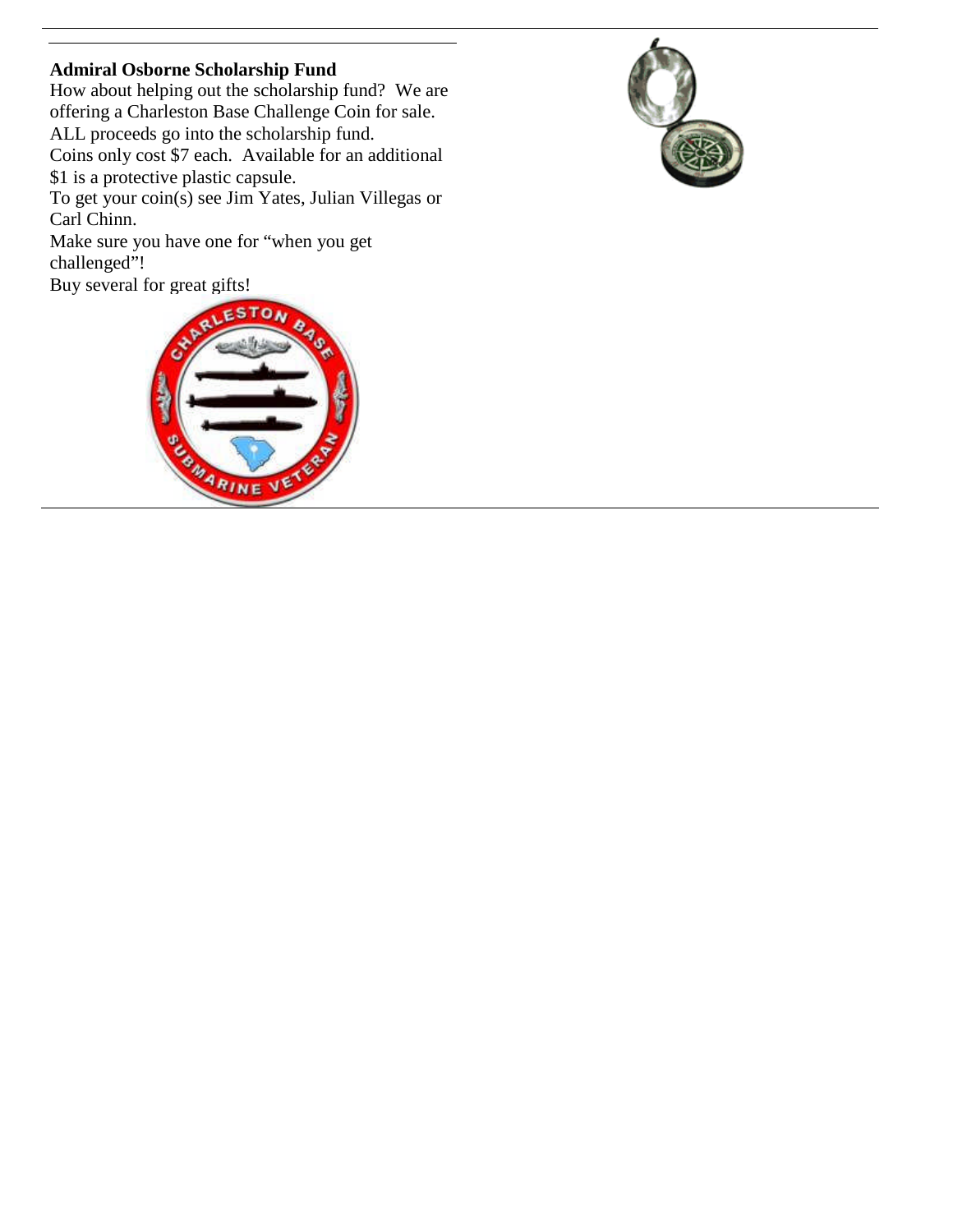**Admiral Osborne Scholarship Fund**

How about helping out the scholarship fund? We are offering a Charleston Base Challenge Coin for sale. ALL proceeds go into the scholarship fund.

Coins only cost $7 each. Available for an additional $1 is a protective plastic capsule.

To get your coin(s) see Jim Yates, Julian Villegas or Carl Chinn.

Make sure you have one for "when you get challenged"!

Buy several for great gifts!